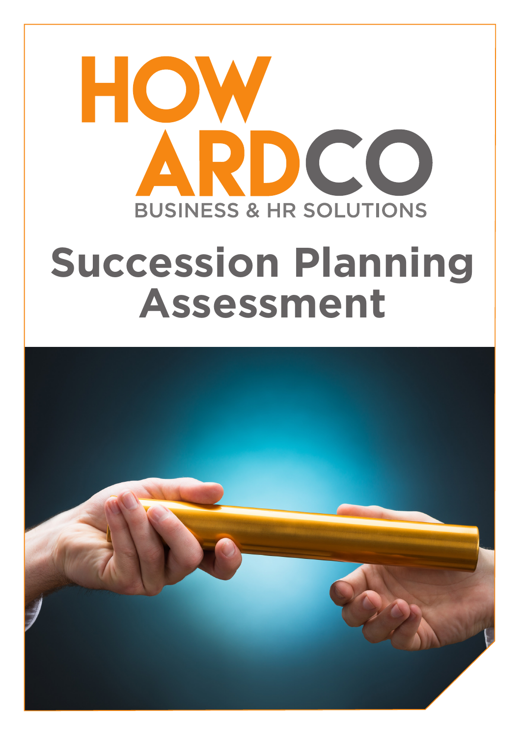HOWARDCO

BUSINESS & HR SOLUTIONS

# Succession Planning Assessment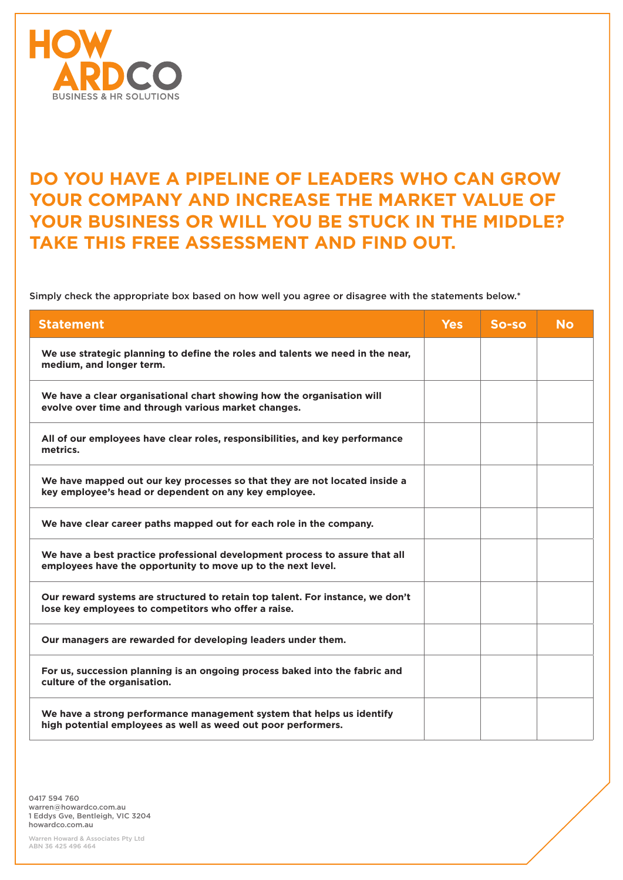HOW ARDCO
BUSINESS & HR SOLUTIONS

# DO YOU HAVE A PIPELINE OF LEADERS WHO CAN GROW YOUR COMPANY AND INCREASE THE MARKET VALUE OF YOUR BUSINESS OR WILL YOU BE STUCK IN THE MIDDLE? TAKE THIS FREE ASSESSMENT AND FIND OUT.

Simply check the appropriate box based on how well you agree or disagree with the statements below.*

| Statement | Yes | So-so | No |
|---|---|---|---|
| **We use strategic planning to define the roles and talents we need in the near, medium, and longer term.** | | | |
| **We have a clear organisational chart showing how the organisation will evolve over time and through various market changes.** | | | |
| **All of our employees have clear roles, responsibilities, and key performance metrics.** | | | |
| **We have mapped out our key processes so that they are not located inside a key employee's head or dependent on any key employee.** | | | |
| **We have clear career paths mapped out for each role in the company.** | | | |
| **We have a best practice professional development process to assure that all employees have the opportunity to move up to the next level.** | | | |
| **Our reward systems are structured to retain top talent. For instance, we don't lose key employees to competitors who offer a raise.** | | | |
| **Our managers are rewarded for developing leaders under them.** | | | |
| **For us, succession planning is an ongoing process baked into the fabric and culture of the organisation.** | | | |
| **We have a strong performance management system that helps us identify high potential employees as well as weed out poor performers.** | | | |

0417 594 760
warren@howardco.com.au
1 Eddys Gve, Bentleigh, VIC 3204
howardco.com.au

Warren Howard & Associates Pty Ltd
ABN 36 425 496 464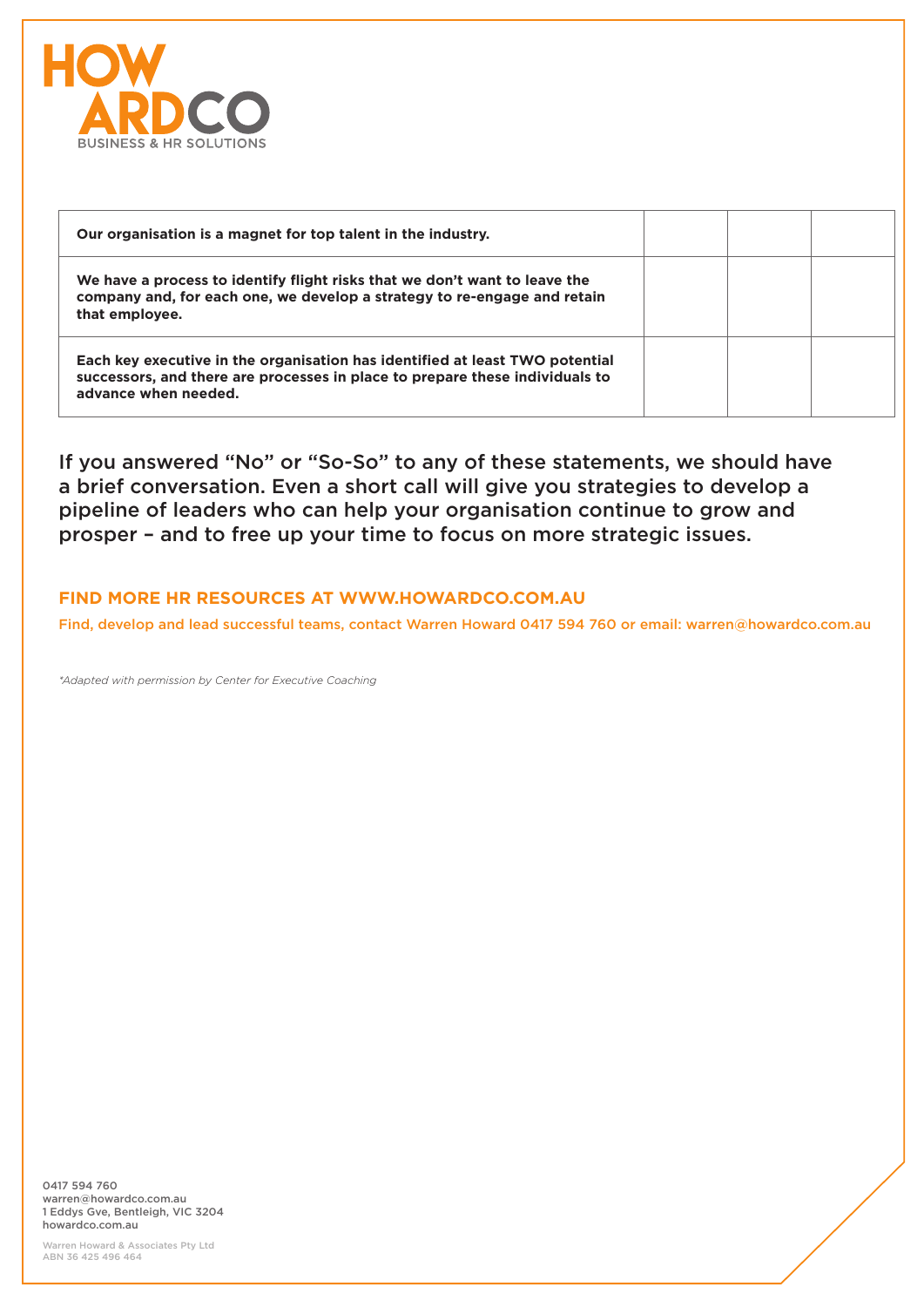| | | | |
|---|---|---|---|
| **Our organisation is a magnet for top talent in the industry.** | | | |
| **We have a process to identify flight risks that we don't want to leave the company and, for each one, we develop a strategy to re-engage and retain that employee.** | | | |
| **Each key executive in the organisation has identified at least TWO potential successors, and there are processes in place to prepare these individuals to advance when needed.** | | | |

If you answered "No" or "So-So" to any of these statements, we should have a brief conversation. Even a short call will give you strategies to develop a pipeline of leaders who can help your organisation continue to grow and prosper – and to free up your time to focus on more strategic issues.

**FIND MORE HR RESOURCES AT WWW.HOWARDCO.COM.AU**

Find, develop and lead successful teams, contact Warren Howard 0417 594 760 or email: warren@howardco.com.au

*\*Adapted with permission by Center for Executive Coaching*

0417 594 760
warren@howardco.com.au
1 Eddys Gve, Bentleigh, VIC 3204
howardco.com.au

Warren Howard & Associates Pty Ltd
ABN 36 425 496 464